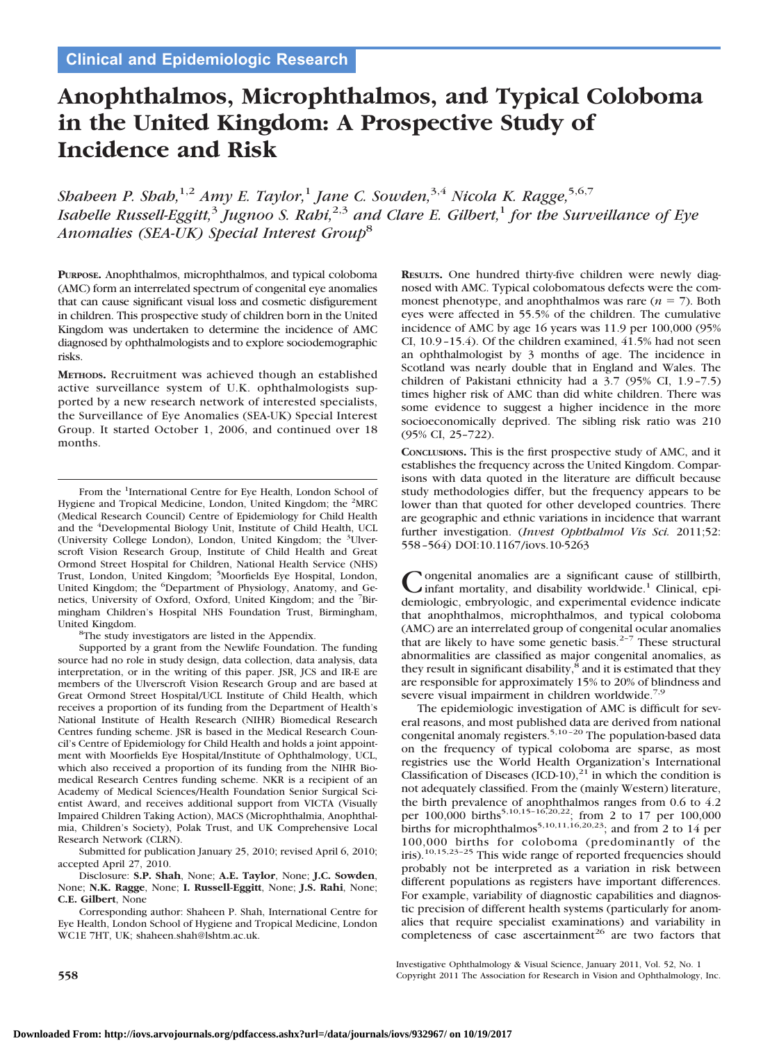Clinical and Epidemiologic Research

# Anophthalmos, Microphthalmos, and Typical Coloboma in the United Kingdom: A Prospective Study of Incidence and Risk

*Shaheen P. Shah,[1,2] Amy E. Taylor,[1] Jane C. Sowden,[3,4] Nicola K. Ragge,[5,6,7] Isabelle Russell-Eggitt,[3] Jugnoo S. Rahi,[2,3] and Clare E. Gilbert,[1] for the Surveillance of Eye Anomalies (SEA-UK) Special Interest Group[8]*

**Purpose.** Anophthalmos, microphthalmos, and typical coloboma (AMC) form an interrelated spectrum of congenital eye anomalies that can cause significant visual loss and cosmetic disfigurement in children. This prospective study of children born in the United Kingdom was undertaken to determine the incidence of AMC diagnosed by ophthalmologists and to explore sociodemographic risks.

**Methods.** Recruitment was achieved though an established active surveillance system of U.K. ophthalmologists supported by a new research network of interested specialists, the Surveillance of Eye Anomalies (SEA-UK) Special Interest Group. It started October 1, 2006, and continued over 18 months.

**Results.** One hundred thirty-five children were newly diagnosed with AMC. Typical colobomatous defects were the commonest phenotype, and anophthalmos was rare ($n = 7$). Both eyes were affected in 55.5% of the children. The cumulative incidence of AMC by age 16 years was 11.9 per 100,000 (95% CI, 10.9–15.4). Of the children examined, 41.5% had not seen an ophthalmologist by 3 months of age. The incidence in Scotland was nearly double that in England and Wales. The children of Pakistani ethnicity had a 3.7 (95% CI, 1.9–7.5) times higher risk of AMC than did white children. There was some evidence to suggest a higher incidence in the more socioeconomically deprived. The sibling risk ratio was 210 (95% CI, 25–722).

**Conclusions.** This is the first prospective study of AMC, and it establishes the frequency across the United Kingdom. Comparisons with data quoted in the literature are difficult because study methodologies differ, but the frequency appears to be lower than that quoted for other developed countries. There are geographic and ethnic variations in incidence that warrant further investigation. (*Invest Ophthalmol Vis Sci.* 2011;52:558–564) DOI:10.1167/iovs.10-5263

Congenital anomalies are a significant cause of stillbirth, infant mortality, and disability worldwide.[1] Clinical, epidemiologic, embryologic, and experimental evidence indicate that anophthalmos, microphthalmos, and typical coloboma (AMC) are an interrelated group of congenital ocular anomalies that are likely to have some genetic basis.[2–7] These structural abnormalities are classified as major congenital anomalies, as they result in significant disability,[8] and it is estimated that they are responsible for approximately 15% to 20% of blindness and severe visual impairment in children worldwide.[7,9]

The epidemiologic investigation of AMC is difficult for several reasons, and most published data are derived from national congenital anomaly registers.[5,10–20] The population-based data on the frequency of typical coloboma are sparse, as most registries use the World Health Organization's International Classification of Diseases (ICD-10),[21] in which the condition is not adequately classified. From the (mainly Western) literature, the birth prevalence of anophthalmos ranges from 0.6 to 4.2 per 100,000 births[5,10,15–16,20,22]; from 2 to 17 per 100,000 births for microphthalmos[5,10,11,16,20,23]; and from 2 to 14 per 100,000 births for coloboma (predominantly of the iris).[10,15,23–25] This wide range of reported frequencies should probably not be interpreted as a variation in risk between different populations as registers have important differences. For example, variability of diagnostic capabilities and diagnostic precision of different health systems (particularly for anomalies that require specialist examinations) and variability in completeness of case ascertainment[26] are two factors that

From the [1]International Centre for Eye Health, London School of Hygiene and Tropical Medicine, London, United Kingdom; the [2]MRC (Medical Research Council) Centre of Epidemiology for Child Health and the [4]Developmental Biology Unit, Institute of Child Health, UCL (University College London), London, United Kingdom; the [3]Ulverscroft Vision Research Group, Institute of Child Health and Great Ormond Street Hospital for Children, National Health Service (NHS) Trust, London, United Kingdom; [5]Moorfields Eye Hospital, London, United Kingdom; the [6]Department of Physiology, Anatomy, and Genetics, University of Oxford, Oxford, United Kingdom; and the [7]Birmingham Children's Hospital NHS Foundation Trust, Birmingham, United Kingdom.

[8]The study investigators are listed in the Appendix.

Supported by a grant from the Newlife Foundation. The funding source had no role in study design, data collection, data analysis, data interpretation, or in the writing of this paper. JSR, JCS and IR-E are members of the Ulverscroft Vision Research Group and are based at Great Ormond Street Hospital/UCL Institute of Child Health, which receives a proportion of its funding from the Department of Health's National Institute of Health Research (NIHR) Biomedical Research Centres funding scheme. JSR is based in the Medical Research Council's Centre of Epidemiology for Child Health and holds a joint appointment with Moorfields Eye Hospital/Institute of Ophthalmology, UCL, which also received a proportion of its funding from the NIHR Biomedical Research Centres funding scheme. NKR is a recipient of an Academy of Medical Sciences/Health Foundation Senior Surgical Scientist Award, and receives additional support from VICTA (Visually Impaired Children Taking Action), MACS (Microphthalmia, Anophthalmia, Children's Society), Polak Trust, and UK Comprehensive Local Research Network (CLRN).

Submitted for publication January 25, 2010; revised April 6, 2010; accepted April 27, 2010.

Disclosure: **S.P. Shah**, None; **A.E. Taylor**, None; **J.C. Sowden**, None; **N.K. Ragge**, None; **I. Russell-Eggitt**, None; **J.S. Rahi**, None; **C.E. Gilbert**, None

Corresponding author: Shaheen P. Shah, International Centre for Eye Health, London School of Hygiene and Tropical Medicine, London WC1E 7HT, UK; shaheen.shah@lshtm.ac.uk.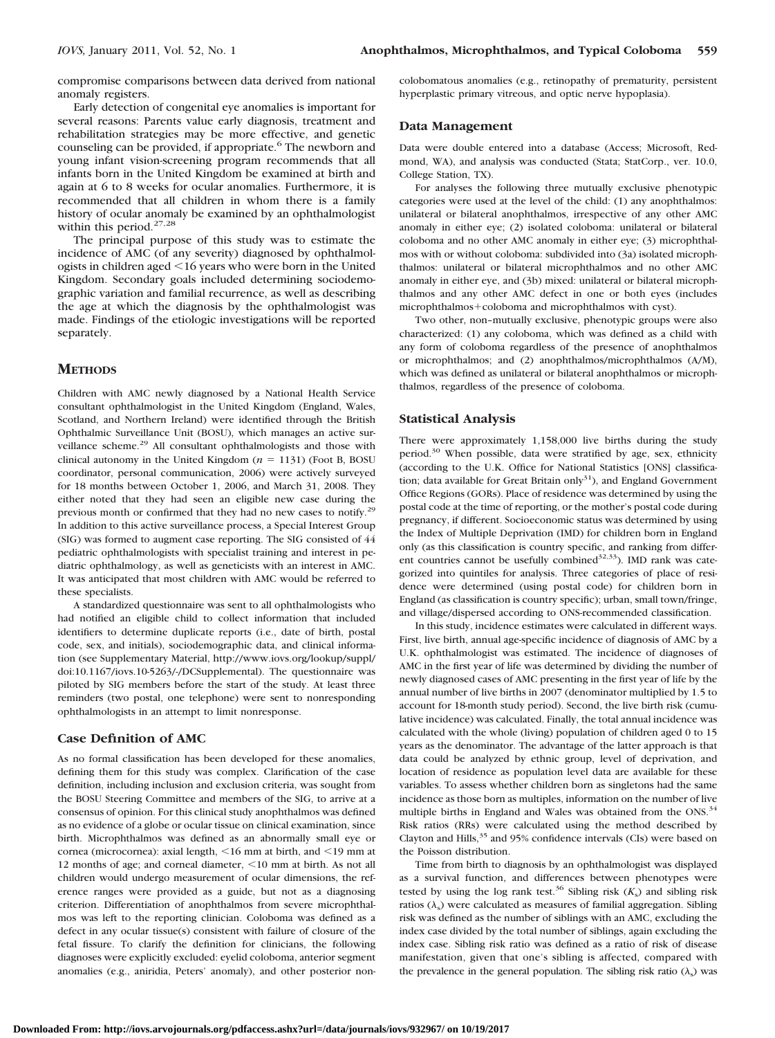compromise comparisons between data derived from national anomaly registers.

Early detection of congenital eye anomalies is important for several reasons: Parents value early diagnosis, treatment and rehabilitation strategies may be more effective, and genetic counseling can be provided, if appropriate.[6] The newborn and young infant vision-screening program recommends that all infants born in the United Kingdom be examined at birth and again at 6 to 8 weeks for ocular anomalies. Furthermore, it is recommended that all children in whom there is a family history of ocular anomaly be examined by an ophthalmologist within this period.[27,28]

The principal purpose of this study was to estimate the incidence of AMC (of any severity) diagnosed by ophthalmologists in children aged <16 years who were born in the United Kingdom. Secondary goals included determining sociodemographic variation and familial recurrence, as well as describing the age at which the diagnosis by the ophthalmologist was made. Findings of the etiologic investigations will be reported separately.

## Methods

Children with AMC newly diagnosed by a National Health Service consultant ophthalmologist in the United Kingdom (England, Wales, Scotland, and Northern Ireland) were identified through the British Ophthalmic Surveillance Unit (BOSU), which manages an active surveillance scheme.[29] All consultant ophthalmologists and those with clinical autonomy in the United Kingdom ($n = 1131$) (Foot B, BOSU coordinator, personal communication, 2006) were actively surveyed for 18 months between October 1, 2006, and March 31, 2008. They either noted that they had seen an eligible new case during the previous month or confirmed that they had no new cases to notify.[29] In addition to this active surveillance process, a Special Interest Group (SIG) was formed to augment case reporting. The SIG consisted of 44 pediatric ophthalmologists with specialist training and interest in pediatric ophthalmology, as well as geneticists with an interest in AMC. It was anticipated that most children with AMC would be referred to these specialists.

A standardized questionnaire was sent to all ophthalmologists who had notified an eligible child to collect information that included identifiers to determine duplicate reports (i.e., date of birth, postal code, sex, and initials), sociodemographic data, and clinical information (see Supplementary Material, http://www.iovs.org/lookup/suppl/doi:10.1167/iovs.10-5263/-/DCSupplemental). The questionnaire was piloted by SIG members before the start of the study. At least three reminders (two postal, one telephone) were sent to nonresponding ophthalmologists in an attempt to limit nonresponse.

### Case Definition of AMC

As no formal classification has been developed for these anomalies, defining them for this study was complex. Clarification of the case definition, including inclusion and exclusion criteria, was sought from the BOSU Steering Committee and members of the SIG, to arrive at a consensus of opinion. For this clinical study anophthalmos was defined as no evidence of a globe or ocular tissue on clinical examination, since birth. Microphthalmos was defined as an abnormally small eye or cornea (microcornea): axial length, <16 mm at birth, and <19 mm at 12 months of age; and corneal diameter, <10 mm at birth. As not all children would undergo measurement of ocular dimensions, the reference ranges were provided as a guide, but not as a diagnosing criterion. Differentiation of anophthalmos from severe microphthalmos was left to the reporting clinician. Coloboma was defined as a defect in any ocular tissue(s) consistent with failure of closure of the fetal fissure. To clarify the definition for clinicians, the following diagnoses were explicitly excluded: eyelid coloboma, anterior segment anomalies (e.g., aniridia, Peters' anomaly), and other posterior noncolobomatous anomalies (e.g., retinopathy of prematurity, persistent hyperplastic primary vitreous, and optic nerve hypoplasia).

### Data Management

Data were double entered into a database (Access; Microsoft, Redmond, WA), and analysis was conducted (Stata; StatCorp., ver. 10.0, College Station, TX).

For analyses the following three mutually exclusive phenotypic categories were used at the level of the child: (1) any anophthalmos: unilateral or bilateral anophthalmos, irrespective of any other AMC anomaly in either eye; (2) isolated coloboma: unilateral or bilateral coloboma and no other AMC anomaly in either eye; (3) microphthalmos with or without coloboma: subdivided into (3a) isolated microphthalmos: unilateral or bilateral microphthalmos and no other AMC anomaly in either eye, and (3b) mixed: unilateral or bilateral microphthalmos and any other AMC defect in one or both eyes (includes microphthalmos+coloboma and microphthalmos with cyst).

Two other, non–mutually exclusive, phenotypic groups were also characterized: (1) any coloboma, which was defined as a child with any form of coloboma regardless of the presence of anophthalmos or microphthalmos; and (2) anophthalmos/microphthalmos (A/M), which was defined as unilateral or bilateral anophthalmos or microphthalmos, regardless of the presence of coloboma.

### Statistical Analysis

There were approximately 1,158,000 live births during the study period.[30] When possible, data were stratified by age, sex, ethnicity (according to the U.K. Office for National Statistics [ONS] classification; data available for Great Britain only[31]), and England Government Office Regions (GORs). Place of residence was determined by using the postal code at the time of reporting, or the mother's postal code during pregnancy, if different. Socioeconomic status was determined by using the Index of Multiple Deprivation (IMD) for children born in England only (as this classification is country specific, and ranking from different countries cannot be usefully combined[32,33]). IMD rank was categorized into quintiles for analysis. Three categories of place of residence were determined (using postal code) for children born in England (as classification is country specific); urban, small town/fringe, and village/dispersed according to ONS-recommended classification.

In this study, incidence estimates were calculated in different ways. First, live birth, annual age-specific incidence of diagnosis of AMC by a U.K. ophthalmologist was estimated. The incidence of diagnoses of AMC in the first year of life was determined by dividing the number of newly diagnosed cases of AMC presenting in the first year of life by the annual number of live births in 2007 (denominator multiplied by 1.5 to account for 18-month study period). Second, the live birth risk (cumulative incidence) was calculated. Finally, the total annual incidence was calculated with the whole (living) population of children aged 0 to 15 years as the denominator. The advantage of the latter approach is that data could be analyzed by ethnic group, level of deprivation, and location of residence as population level data are available for these variables. To assess whether children born as singletons had the same incidence as those born as multiples, information on the number of live multiple births in England and Wales was obtained from the ONS.[34] Risk ratios (RRs) were calculated using the method described by Clayton and Hills,[35] and 95% confidence intervals (CIs) were based on the Poisson distribution.

Time from birth to diagnosis by an ophthalmologist was displayed as a survival function, and differences between phenotypes were tested by using the log rank test.[36] Sibling risk ($K_s$) and sibling risk ratios ($\lambda_s$) were calculated as measures of familial aggregation. Sibling risk was defined as the number of siblings with an AMC, excluding the index case divided by the total number of siblings, again excluding the index case. Sibling risk ratio was defined as a ratio of risk of disease manifestation, given that one's sibling is affected, compared with the prevalence in the general population. The sibling risk ratio ($\lambda_s$) was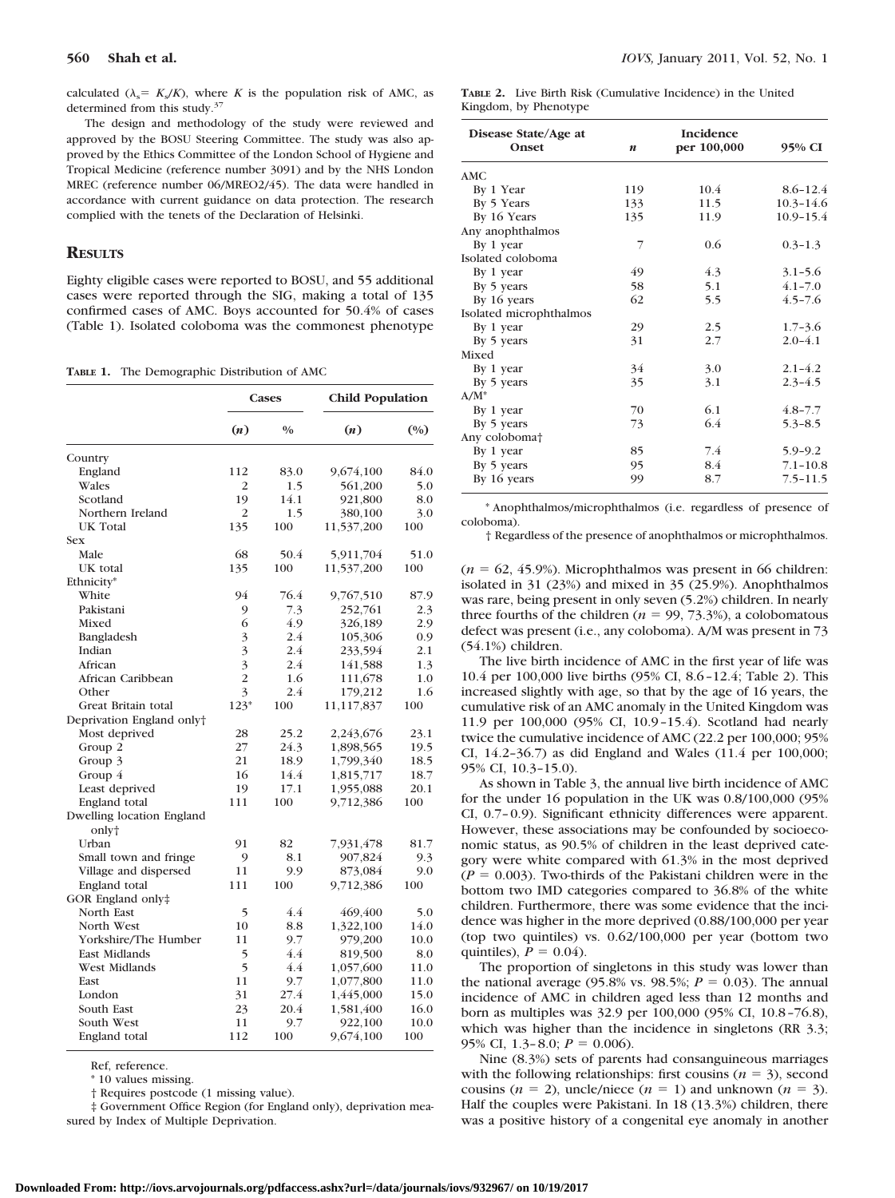calculated ($\lambda_s = K_s/K$), where $K$ is the population risk of AMC, as determined from this study.[37]

The design and methodology of the study were reviewed and approved by the BOSU Steering Committee. The study was also approved by the Ethics Committee of the London School of Hygiene and Tropical Medicine (reference number 3091) and by the NHS London MREC (reference number 06/MREO2/45). The data were handled in accordance with current guidance on data protection. The research complied with the tenets of the Declaration of Helsinki.

## Results

Eighty eligible cases were reported to BOSU, and 55 additional cases were reported through the SIG, making a total of 135 confirmed cases of AMC. Boys accounted for 50.4% of cases (Table 1). Isolated coloboma was the commonest phenotype ($n = 62$, 45.9%). Microphthalmos was present in 66 children: isolated in 31 (23%) and mixed in 35 (25.9%). Anophthalmos was rare, being present in only seven (5.2%) children. In nearly three fourths of the children ($n = 99$, 73.3%), a colobomatous defect was present (i.e., any coloboma). A/M was present in 73 (54.1%) children.

**Table 1.** The Demographic Distribution of AMC

| | Cases | | Child Population | |
|---|---|---|---|---|
| | (*n*) | % | (*n*) | (%) |
| Country | | | | |
| England | 112 | 83.0 | 9,674,100 | 84.0 |
| Wales | 2 | 1.5 | 561,200 | 5.0 |
| Scotland | 19 | 14.1 | 921,800 | 8.0 |
| Northern Ireland | 2 | 1.5 | 380,100 | 3.0 |
| UK Total | 135 | 100 | 11,537,200 | 100 |
| Sex | | | | |
| Male | 68 | 50.4 | 5,911,704 | 51.0 |
| UK total | 135 | 100 | 11,537,200 | 100 |
| Ethnicity* | | | | |
| White | 94 | 76.4 | 9,767,510 | 87.9 |
| Pakistani | 9 | 7.3 | 252,761 | 2.3 |
| Mixed | 6 | 4.9 | 326,189 | 2.9 |
| Bangladesh | 3 | 2.4 | 105,306 | 0.9 |
| Indian | 3 | 2.4 | 233,594 | 2.1 |
| African | 3 | 2.4 | 141,588 | 1.3 |
| African Caribbean | 2 | 1.6 | 111,678 | 1.0 |
| Other | 3 | 2.4 | 179,212 | 1.6 |
| Great Britain total | 123* | 100 | 11,117,837 | 100 |
| Deprivation England only† | | | | |
| Most deprived | 28 | 25.2 | 2,243,676 | 23.1 |
| Group 2 | 27 | 24.3 | 1,898,565 | 19.5 |
| Group 3 | 21 | 18.9 | 1,799,340 | 18.5 |
| Group 4 | 16 | 14.4 | 1,815,717 | 18.7 |
| Least deprived | 19 | 17.1 | 1,955,088 | 20.1 |
| England total | 111 | 100 | 9,712,386 | 100 |
| Dwelling location England only† | | | | |
| Urban | 91 | 82 | 7,931,478 | 81.7 |
| Small town and fringe | 9 | 8.1 | 907,824 | 9.3 |
| Village and dispersed | 11 | 9.9 | 873,084 | 9.0 |
| England total | 111 | 100 | 9,712,386 | 100 |
| GOR England only‡ | | | | |
| North East | 5 | 4.4 | 469,400 | 5.0 |
| North West | 10 | 8.8 | 1,322,100 | 14.0 |
| Yorkshire/The Humber | 11 | 9.7 | 979,200 | 10.0 |
| East Midlands | 5 | 4.4 | 819,500 | 8.0 |
| West Midlands | 5 | 4.4 | 1,057,600 | 11.0 |
| East | 11 | 9.7 | 1,077,800 | 11.0 |
| London | 31 | 27.4 | 1,445,000 | 15.0 |
| South East | 23 | 20.4 | 1,581,400 | 16.0 |
| South West | 11 | 9.7 | 922,100 | 10.0 |
| England total | 112 | 100 | 9,674,100 | 100 |

Ref, reference.

* 10 values missing.

† Requires postcode (1 missing value).

‡ Government Office Region (for England only), deprivation measured by Index of Multiple Deprivation.

**Table 2.** Live Birth Risk (Cumulative Incidence) in the United Kingdom, by Phenotype

| Disease State/Age at Onset | *n* | Incidence per 100,000 | 95% CI |
|---|---|---|---|
| AMC | | | |
| By 1 Year | 119 | 10.4 | 8.6–12.4 |
| By 5 Years | 133 | 11.5 | 10.3–14.6 |
| By 16 Years | 135 | 11.9 | 10.9–15.4 |
| Any anophthalmos | | | |
| By 1 year | 7 | 0.6 | 0.3–1.3 |
| Isolated coloboma | | | |
| By 1 year | 49 | 4.3 | 3.1–5.6 |
| By 5 years | 58 | 5.1 | 4.1–7.0 |
| By 16 years | 62 | 5.5 | 4.5–7.6 |
| Isolated microphthalmos | | | |
| By 1 year | 29 | 2.5 | 1.7–3.6 |
| By 5 years | 31 | 2.7 | 2.0–4.1 |
| Mixed | | | |
| By 1 year | 34 | 3.0 | 2.1–4.2 |
| By 5 years | 35 | 3.1 | 2.3–4.5 |
| A/M* | | | |
| By 1 year | 70 | 6.1 | 4.8–7.7 |
| By 5 years | 73 | 6.4 | 5.3–8.5 |
| Any coloboma† | | | |
| By 1 year | 85 | 7.4 | 5.9–9.2 |
| By 5 years | 95 | 8.4 | 7.1–10.8 |
| By 16 years | 99 | 8.7 | 7.5–11.5 |

* Anophthalmos/microphthalmos (i.e. regardless of presence of coloboma).

† Regardless of the presence of anophthalmos or microphthalmos.

The live birth incidence of AMC in the first year of life was 10.4 per 100,000 live births (95% CI, 8.6–12.4; Table 2). This increased slightly with age, so that by the age of 16 years, the cumulative risk of an AMC anomaly in the United Kingdom was 11.9 per 100,000 (95% CI, 10.9–15.4). Scotland had nearly twice the cumulative incidence of AMC (22.2 per 100,000; 95% CI, 14.2–36.7) as did England and Wales (11.4 per 100,000; 95% CI, 10.3–15.0).

As shown in Table 3, the annual live birth incidence of AMC for the under 16 population in the UK was 0.8/100,000 (95% CI, 0.7–0.9). Significant ethnicity differences were apparent. However, these associations may be confounded by socioeconomic status, as 90.5% of children in the least deprived category were white compared with 61.3% in the most deprived ($P = 0.003$). Two-thirds of the Pakistani children were in the bottom two IMD categories compared to 36.8% of the white children. Furthermore, there was some evidence that the incidence was higher in the more deprived (0.88/100,000 per year (top two quintiles) vs. 0.62/100,000 per year (bottom two quintiles), $P = 0.04$).

The proportion of singletons in this study was lower than the national average (95.8% vs. 98.5%; $P = 0.03$). The annual incidence of AMC in children aged less than 12 months and born as multiples was 32.9 per 100,000 (95% CI, 10.8–76.8), which was higher than the incidence in singletons (RR 3.3; 95% CI, 1.3–8.0; $P = 0.006$).

Nine (8.3%) sets of parents had consanguineous marriages with the following relationships: first cousins ($n = 3$), second cousins ($n = 2$), uncle/niece ($n = 1$) and unknown ($n = 3$). Half the couples were Pakistani. In 18 (13.3%) children, there was a positive history of a congenital eye anomaly in another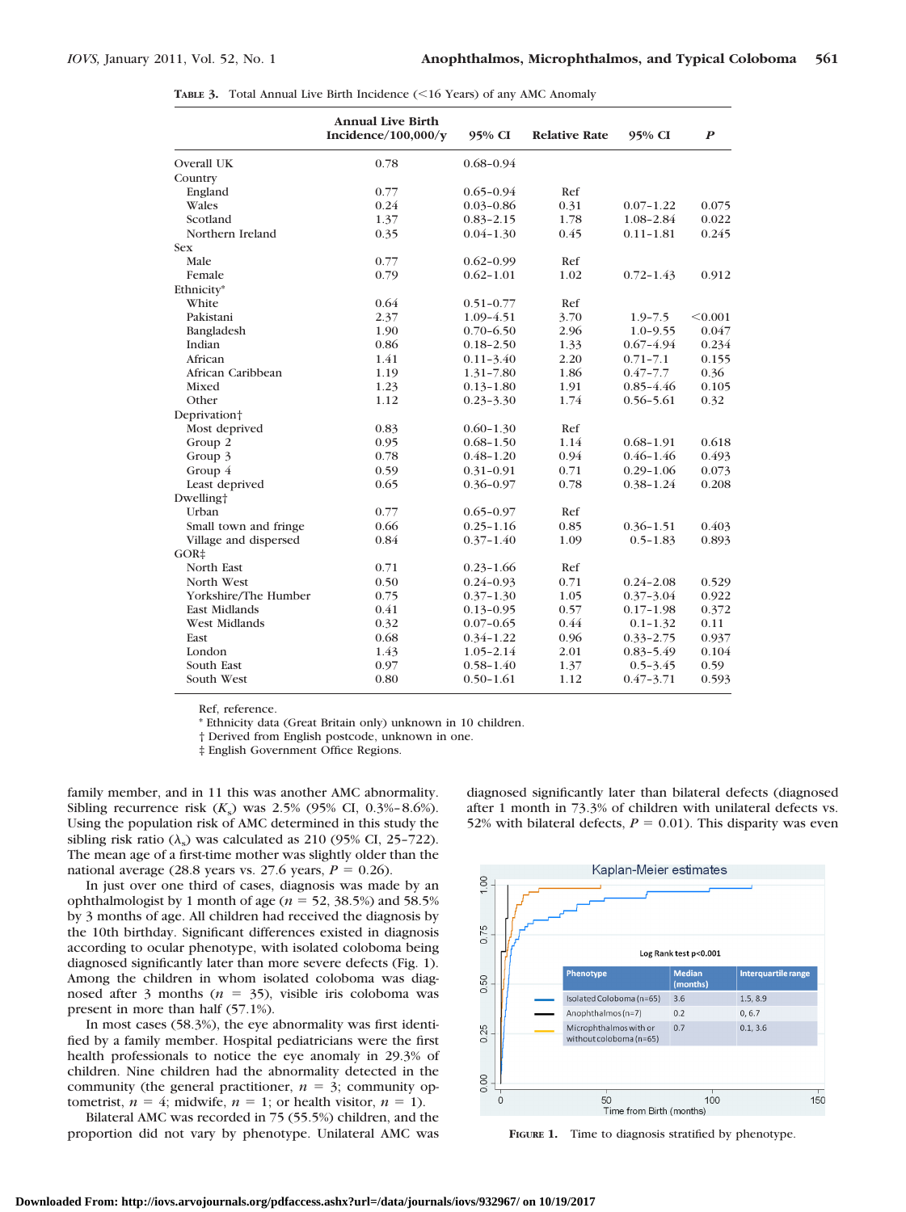**Table 3.** Total Annual Live Birth Incidence (<16 Years) of any AMC Anomaly

| | Annual Live Birth Incidence/100,000/y | 95% CI | Relative Rate | 95% CI | *P* |
|---|---|---|---|---|---|
| Overall UK | 0.78 | 0.68–0.94 | | | |
| Country | | | | | |
| England | 0.77 | 0.65–0.94 | Ref | | |
| Wales | 0.24 | 0.03–0.86 | 0.31 | 0.07–1.22 | 0.075 |
| Scotland | 1.37 | 0.83–2.15 | 1.78 | 1.08–2.84 | 0.022 |
| Northern Ireland | 0.35 | 0.04–1.30 | 0.45 | 0.11–1.81 | 0.245 |
| Sex | | | | | |
| Male | 0.77 | 0.62–0.99 | Ref | | |
| Female | 0.79 | 0.62–1.01 | 1.02 | 0.72–1.43 | 0.912 |
| Ethnicity* | | | | | |
| White | 0.64 | 0.51–0.77 | Ref | | |
| Pakistani | 2.37 | 1.09–4.51 | 3.70 | 1.9–7.5 | <0.001 |
| Bangladesh | 1.90 | 0.70–6.50 | 2.96 | 1.0–9.55 | 0.047 |
| Indian | 0.86 | 0.18–2.50 | 1.33 | 0.67–4.94 | 0.234 |
| African | 1.41 | 0.11–3.40 | 2.20 | 0.71–7.1 | 0.155 |
| African Caribbean | 1.19 | 1.31–7.80 | 1.86 | 0.47–7.7 | 0.36 |
| Mixed | 1.23 | 0.13–1.80 | 1.91 | 0.85–4.46 | 0.105 |
| Other | 1.12 | 0.23–3.30 | 1.74 | 0.56–5.61 | 0.32 |
| Deprivation† | | | | | |
| Most deprived | 0.83 | 0.60–1.30 | Ref | | |
| Group 2 | 0.95 | 0.68–1.50 | 1.14 | 0.68–1.91 | 0.618 |
| Group 3 | 0.78 | 0.48–1.20 | 0.94 | 0.46–1.46 | 0.493 |
| Group 4 | 0.59 | 0.31–0.91 | 0.71 | 0.29–1.06 | 0.073 |
| Least deprived | 0.65 | 0.36–0.97 | 0.78 | 0.38–1.24 | 0.208 |
| Dwelling† | | | | | |
| Urban | 0.77 | 0.65–0.97 | Ref | | |
| Small town and fringe | 0.66 | 0.25–1.16 | 0.85 | 0.36–1.51 | 0.403 |
| Village and dispersed | 0.84 | 0.37–1.40 | 1.09 | 0.5–1.83 | 0.893 |
| GOR‡ | | | | | |
| North East | 0.71 | 0.23–1.66 | Ref | | |
| North West | 0.50 | 0.24–0.93 | 0.71 | 0.24–2.08 | 0.529 |
| Yorkshire/The Humber | 0.75 | 0.37–1.30 | 1.05 | 0.37–3.04 | 0.922 |
| East Midlands | 0.41 | 0.13–0.95 | 0.57 | 0.17–1.98 | 0.372 |
| West Midlands | 0.32 | 0.07–0.65 | 0.44 | 0.1–1.32 | 0.11 |
| East | 0.68 | 0.34–1.22 | 0.96 | 0.33–2.75 | 0.937 |
| London | 1.43 | 1.05–2.14 | 2.01 | 0.83–5.49 | 0.104 |
| South East | 0.97 | 0.58–1.40 | 1.37 | 0.5–3.45 | 0.59 |
| South West | 0.80 | 0.50–1.61 | 1.12 | 0.47–3.71 | 0.593 |

Ref, reference.

* Ethnicity data (Great Britain only) unknown in 10 children.

† Derived from English postcode, unknown in one.

‡ English Government Office Regions.

family member, and in 11 this was another AMC abnormality. Sibling recurrence risk ($K_s$) was 2.5% (95% CI, 0.3%–8.6%). Using the population risk of AMC determined in this study the sibling risk ratio ($\lambda_s$) was calculated as 210 (95% CI, 25–722). The mean age of a first-time mother was slightly older than the national average (28.8 years vs. 27.6 years, $P = 0.26$).

In just over one third of cases, diagnosis was made by an ophthalmologist by 1 month of age ($n = 52$, 38.5%) and 58.5% by 3 months of age. All children had received the diagnosis by the 10th birthday. Significant differences existed in diagnosis according to ocular phenotype, with isolated coloboma being diagnosed significantly later than more severe defects (Fig. 1). Among the children in whom isolated coloboma was diagnosed after 3 months ($n = 35$), visible iris coloboma was present in more than half (57.1%).

In most cases (58.3%), the eye abnormality was first identified by a family member. Hospital pediatricians were the first health professionals to notice the eye anomaly in 29.3% of children. Nine children had the abnormality detected in the community (the general practitioner, $n = 3$; community optometrist, $n = 4$; midwife, $n = 1$; or health visitor, $n = 1$).

Bilateral AMC was recorded in 75 (55.5%) children, and the proportion did not vary by phenotype. Unilateral AMC was diagnosed significantly later than bilateral defects (diagnosed after 1 month in 73.3% of children with unilateral defects vs. 52% with bilateral defects, $P = 0.01$). This disparity was even

**Figure 1.** Time to diagnosis stratified by phenotype.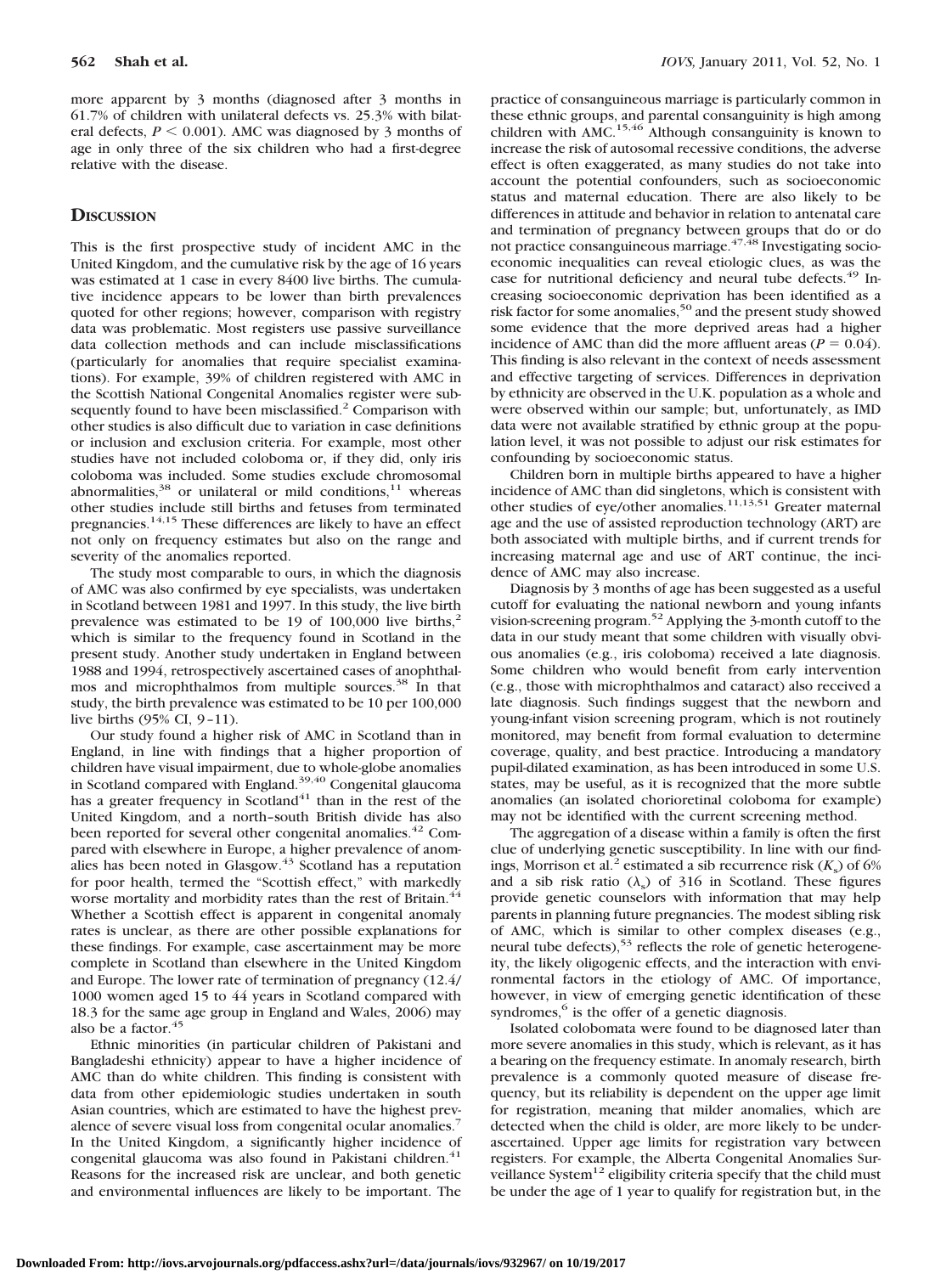more apparent by 3 months (diagnosed after 3 months in 61.7% of children with unilateral defects vs. 25.3% with bilateral defects, $P < 0.001$). AMC was diagnosed by 3 months of age in only three of the six children who had a first-degree relative with the disease.

## Discussion

This is the first prospective study of incident AMC in the United Kingdom, and the cumulative risk by the age of 16 years was estimated at 1 case in every 8400 live births. The cumulative incidence appears to be lower than birth prevalences quoted for other regions; however, comparison with registry data was problematic. Most registers use passive surveillance data collection methods and can include misclassifications (particularly for anomalies that require specialist examinations). For example, 39% of children registered with AMC in the Scottish National Congenital Anomalies register were subsequently found to have been misclassified.[2] Comparison with other studies is also difficult due to variation in case definitions or inclusion and exclusion criteria. For example, most other studies have not included coloboma or, if they did, only iris coloboma was included. Some studies exclude chromosomal abnormalities,[38] or unilateral or mild conditions,[11] whereas other studies include still births and fetuses from terminated pregnancies.[14,15] These differences are likely to have an effect not only on frequency estimates but also on the range and severity of the anomalies reported.

The study most comparable to ours, in which the diagnosis of AMC was also confirmed by eye specialists, was undertaken in Scotland between 1981 and 1997. In this study, the live birth prevalence was estimated to be 19 of 100,000 live births,[2] which is similar to the frequency found in Scotland in the present study. Another study undertaken in England between 1988 and 1994, retrospectively ascertained cases of anophthalmos and microphthalmos from multiple sources.[38] In that study, the birth prevalence was estimated to be 10 per 100,000 live births (95% CI, 9–11).

Our study found a higher risk of AMC in Scotland than in England, in line with findings that a higher proportion of children have visual impairment, due to whole-globe anomalies in Scotland compared with England.[39,40] Congenital glaucoma has a greater frequency in Scotland[41] than in the rest of the United Kingdom, and a north–south British divide has also been reported for several other congenital anomalies.[42] Compared with elsewhere in Europe, a higher prevalence of anomalies has been noted in Glasgow.[43] Scotland has a reputation for poor health, termed the "Scottish effect," with markedly worse mortality and morbidity rates than the rest of Britain.[44] Whether a Scottish effect is apparent in congenital anomaly rates is unclear, as there are other possible explanations for these findings. For example, case ascertainment may be more complete in Scotland than elsewhere in the United Kingdom and Europe. The lower rate of termination of pregnancy (12.4/1000 women aged 15 to 44 years in Scotland compared with 18.3 for the same age group in England and Wales, 2006) may also be a factor.[45]

Ethnic minorities (in particular children of Pakistani and Bangladeshi ethnicity) appear to have a higher incidence of AMC than do white children. This finding is consistent with data from other epidemiologic studies undertaken in south Asian countries, which are estimated to have the highest prevalence of severe visual loss from congenital ocular anomalies.[7] In the United Kingdom, a significantly higher incidence of congenital glaucoma was also found in Pakistani children.[41] Reasons for the increased risk are unclear, and both genetic and environmental influences are likely to be important. The practice of consanguineous marriage is particularly common in these ethnic groups, and parental consanguinity is high among children with AMC.[15,46] Although consanguinity is known to increase the risk of autosomal recessive conditions, the adverse effect is often exaggerated, as many studies do not take into account the potential confounders, such as socioeconomic status and maternal education. There are also likely to be differences in attitude and behavior in relation to antenatal care and termination of pregnancy between groups that do or do not practice consanguineous marriage.[47,48] Investigating socioeconomic inequalities can reveal etiologic clues, as was the case for nutritional deficiency and neural tube defects.[49] Increasing socioeconomic deprivation has been identified as a risk factor for some anomalies,[50] and the present study showed some evidence that the more deprived areas had a higher incidence of AMC than did the more affluent areas ($P = 0.04$). This finding is also relevant in the context of needs assessment and effective targeting of services. Differences in deprivation by ethnicity are observed in the U.K. population as a whole and were observed within our sample; but, unfortunately, as IMD data were not available stratified by ethnic group at the population level, it was not possible to adjust our risk estimates for confounding by socioeconomic status.

Children born in multiple births appeared to have a higher incidence of AMC than did singletons, which is consistent with other studies of eye/other anomalies.[11,13,51] Greater maternal age and the use of assisted reproduction technology (ART) are both associated with multiple births, and if current trends for increasing maternal age and use of ART continue, the incidence of AMC may also increase.

Diagnosis by 3 months of age has been suggested as a useful cutoff for evaluating the national newborn and young infants vision-screening program.[52] Applying the 3-month cutoff to the data in our study meant that some children with visually obvious anomalies (e.g., iris coloboma) received a late diagnosis. Some children who would benefit from early intervention (e.g., those with microphthalmos and cataract) also received a late diagnosis. Such findings suggest that the newborn and young-infant vision screening program, which is not routinely monitored, may benefit from formal evaluation to determine coverage, quality, and best practice. Introducing a mandatory pupil-dilated examination, as has been introduced in some U.S. states, may be useful, as it is recognized that the more subtle anomalies (an isolated chorioretinal coloboma for example) may not be identified with the current screening method.

The aggregation of a disease within a family is often the first clue of underlying genetic susceptibility. In line with our findings, Morrison et al.[2] estimated a sib recurrence risk ($K_s$) of 6% and a sib risk ratio ($\lambda_s$) of 316 in Scotland. These figures provide genetic counselors with information that may help parents in planning future pregnancies. The modest sibling risk of AMC, which is similar to other complex diseases (e.g., neural tube defects),[53] reflects the role of genetic heterogeneity, the likely oligogenic effects, and the interaction with environmental factors in the etiology of AMC. Of importance, however, in view of emerging genetic identification of these syndromes,[6] is the offer of a genetic diagnosis.

Isolated colobomata were found to be diagnosed later than more severe anomalies in this study, which is relevant, as it has a bearing on the frequency estimate. In anomaly research, birth prevalence is a commonly quoted measure of disease frequency, but its reliability is dependent on the upper age limit for registration, meaning that milder anomalies, which are detected when the child is older, are more likely to be underascertained. Upper age limits for registration vary between registers. For example, the Alberta Congenital Anomalies Surveillance System[12] eligibility criteria specify that the child must be under the age of 1 year to qualify for registration but, in the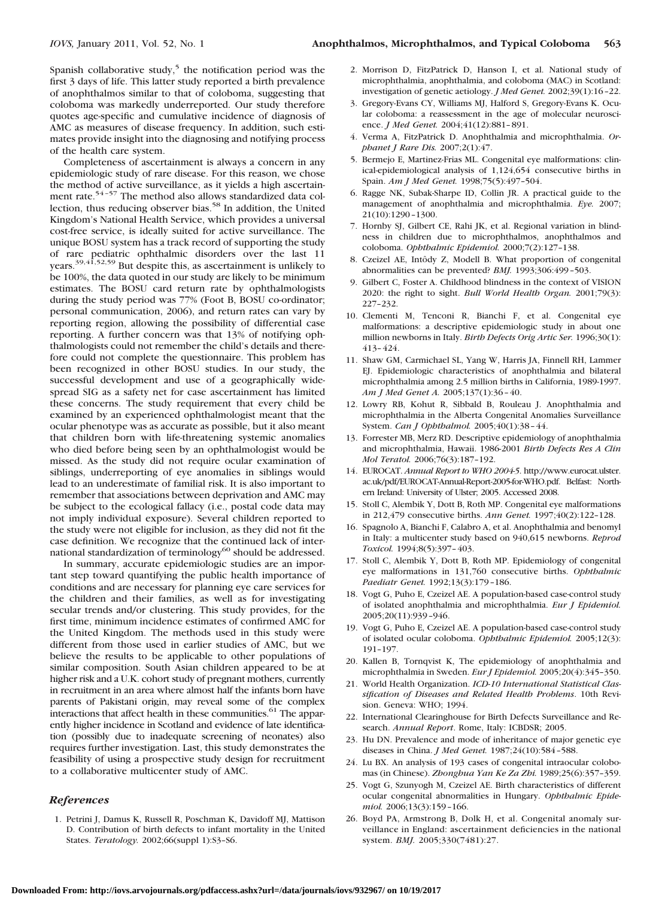Spanish collaborative study,[5] the notification period was the first 3 days of life. This latter study reported a birth prevalence of anophthalmos similar to that of coloboma, suggesting that coloboma was markedly underreported. Our study therefore quotes age-specific and cumulative incidence of diagnosis of AMC as measures of disease frequency. In addition, such estimates provide insight into the diagnosing and notifying process of the health care system.

Completeness of ascertainment is always a concern in any epidemiologic study of rare disease. For this reason, we chose the method of active surveillance, as it yields a high ascertainment rate.[54–57] The method also allows standardized data collection, thus reducing observer bias.[58] In addition, the United Kingdom's National Health Service, which provides a universal cost-free service, is ideally suited for active surveillance. The unique BOSU system has a track record of supporting the study of rare pediatric ophthalmic disorders over the last 11 years.[39,41,52,59] But despite this, as ascertainment is unlikely to be 100%, the data quoted in our study are likely to be minimum estimates. The BOSU card return rate by ophthalmologists during the study period was 77% (Foot B, BOSU co-ordinator; personal communication, 2006), and return rates can vary by reporting region, allowing the possibility of differential case reporting. A further concern was that 13% of notifying ophthalmologists could not remember the child's details and therefore could not complete the questionnaire. This problem has been recognized in other BOSU studies. In our study, the successful development and use of a geographically widespread SIG as a safety net for case ascertainment has limited these concerns. The study requirement that every child be examined by an experienced ophthalmologist meant that the ocular phenotype was as accurate as possible, but it also meant that children born with life-threatening systemic anomalies who died before being seen by an ophthalmologist would be missed. As the study did not require ocular examination of siblings, underreporting of eye anomalies in siblings would lead to an underestimate of familial risk. It is also important to remember that associations between deprivation and AMC may be subject to the ecological fallacy (i.e., postal code data may not imply individual exposure). Several children reported to the study were not eligible for inclusion, as they did not fit the case definition. We recognize that the continued lack of international standardization of terminology[60] should be addressed.

In summary, accurate epidemiologic studies are an important step toward quantifying the public health importance of conditions and are necessary for planning eye care services for the children and their families, as well as for investigating secular trends and/or clustering. This study provides, for the first time, minimum incidence estimates of confirmed AMC for the United Kingdom. The methods used in this study were different from those used in earlier studies of AMC, but we believe the results to be applicable to other populations of similar composition. South Asian children appeared to be at higher risk and a U.K. cohort study of pregnant mothers, currently in recruitment in an area where almost half the infants born have parents of Pakistani origin, may reveal some of the complex interactions that affect health in these communities.[61] The apparently higher incidence in Scotland and evidence of late identification (possibly due to inadequate screening of neonates) also requires further investigation. Last, this study demonstrates the feasibility of using a prospective study design for recruitment to a collaborative multicenter study of AMC.

## References

1. Petrini J, Damus K, Russell R, Poschman K, Davidoff MJ, Mattison D. Contribution of birth defects to infant mortality in the United States. *Teratology.* 2002;66(suppl 1):S3–S6.
2. Morrison D, FitzPatrick D, Hanson I, et al. National study of microphthalmia, anophthalmia, and coloboma (MAC) in Scotland: investigation of genetic aetiology. *J Med Genet.* 2002;39(1):16–22.
3. Gregory-Evans CY, Williams MJ, Halford S, Gregory-Evans K. Ocular coloboma: a reassessment in the age of molecular neuroscience. *J Med Genet.* 2004;41(12):881–891.
4. Verma A, FitzPatrick D. Anophthalmia and microphthalmia. *Orphanet J Rare Dis.* 2007;2(1):47.
5. Bermejo E, Martinez-Frias ML. Congenital eye malformations: clinical-epidemiological analysis of 1,124,654 consecutive births in Spain. *Am J Med Genet.* 1998;75(5):497–504.
6. Ragge NK, Subak-Sharpe ID, Collin JR. A practical guide to the management of anophthalmia and microphthalmia. *Eye.* 2007; 21(10):1290–1300.
7. Hornby SJ, Gilbert CE, Rahi JK, et al. Regional variation in blindness in children due to microphthalmos, anophthalmos and coloboma. *Ophthalmic Epidemiol.* 2000;7(2):127–138.
8. Czeizel AE, Intôdy Z, Modell B. What proportion of congenital abnormalities can be prevented? *BMJ.* 1993;306:499–503.
9. Gilbert C, Foster A. Childhood blindness in the context of VISION 2020: the right to sight. *Bull World Health Organ.* 2001;79(3): 227–232.
10. Clementi M, Tenconi R, Bianchi F, et al. Congenital eye malformations: a descriptive epidemiologic study in about one million newborns in Italy. *Birth Defects Orig Artic Ser.* 1996;30(1): 413–424.
11. Shaw GM, Carmichael SL, Yang W, Harris JA, Finnell RH, Lammer EJ. Epidemiologic characteristics of anophthalmia and bilateral microphthalmia among 2.5 million births in California, 1989-1997. *Am J Med Genet A.* 2005;137(1):36–40.
12. Lowry RB, Kohut R, Sibbald B, Rouleau J. Anophthalmia and microphthalmia in the Alberta Congenital Anomalies Surveillance System. *Can J Ophthalmol.* 2005;40(1):38–44.
13. Forrester MB, Merz RD. Descriptive epidemiology of anophthalmia and microphthalmia, Hawaii. 1986-2001 *Birth Defects Res A Clin Mol Teratol.* 2006;76(3):187–192.
14. EUROCAT. *Annual Report to WHO 2004-5*. http://www.eurocat.ulster.ac.uk/pdf/EUROCAT-Annual-Report-2005-for-WHO.pdf. Belfast: Northern Ireland: University of Ulster; 2005. Accessed 2008.
15. Stoll C, Alembik Y, Dott B, Roth MP. Congenital eye malformations in 212,479 consecutive births. *Ann Genet.* 1997;40(2):122–128.
16. Spagnolo A, Bianchi F, Calabro A, et al. Anophthalmia and benomyl in Italy: a multicenter study based on 940,615 newborns. *Reprod Toxicol.* 1994;8(5):397–403.
17. Stoll C, Alembik Y, Dott B, Roth MP. Epidemiology of congenital eye malformations in 131,760 consecutive births. *Ophthalmic Paediatr Genet.* 1992;13(3):179–186.
18. Vogt G, Puho E, Czeizel AE. A population-based case-control study of isolated anophthalmia and microphthalmia. *Eur J Epidemiol.* 2005;20(11):939–946.
19. Vogt G, Puho E, Czeizel AE. A population-based case-control study of isolated ocular coloboma. *Ophthalmic Epidemiol.* 2005;12(3): 191–197.
20. Kallen B, Tornqvist K. The epidemiology of anophthalmia and microphthalmia in Sweden. *Eur J Epidemiol.* 2005;20(4):345–350.
21. World Health Organization. *ICD-10 International Statistical Classification of Diseases and Related Health Problems*. 10th Revision. Geneva: WHO; 1994.
22. International Clearinghouse for Birth Defects Surveillance and Research. *Annual Report*. Rome, Italy: ICBDSR; 2005.
23. Hu DN. Prevalence and mode of inheritance of major genetic eye diseases in China. *J Med Genet.* 1987;24(10):584–588.
24. Lu BX. An analysis of 193 cases of congenital intraocular colobomas (in Chinese). *Zhonghua Yan Ke Za Zhi.* 1989;25(6):357–359.
25. Vogt G, Szunyogh M, Czeizel AE. Birth characteristics of different ocular congenital abnormalities in Hungary. *Ophthalmic Epidemiol.* 2006;13(3):159–166.
26. Boyd PA, Armstrong B, Dolk H, et al. Congenital anomaly surveillance in England: ascertainment deficiencies in the national system. *BMJ.* 2005;330(7481):27.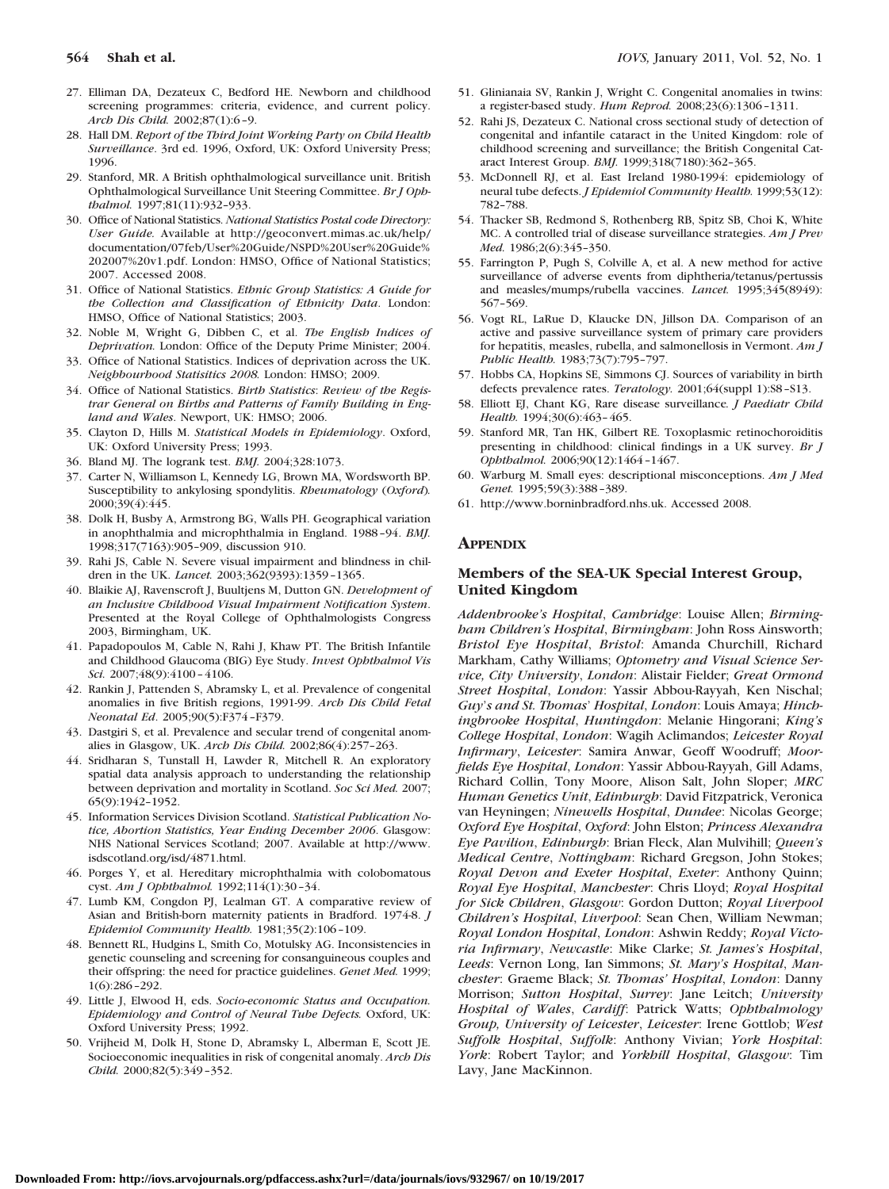27. Elliman DA, Dezateux C, Bedford HE. Newborn and childhood screening programmes: criteria, evidence, and current policy. *Arch Dis Child.* 2002;87(1):6–9.
28. Hall DM. *Report of the Third Joint Working Party on Child Health Surveillance*. 3rd ed. 1996, Oxford, UK: Oxford University Press; 1996.
29. Stanford, MR. A British ophthalmological surveillance unit. British Ophthalmological Surveillance Unit Steering Committee. *Br J Ophthalmol.* 1997;81(11):932–933.
30. Office of National Statistics. *National Statistics Postal code Directory: User Guide.* Available at http://geoconvert.mimas.ac.uk/help/documentation/07feb/User%20Guide/NSPD%20User%20Guide%202007%20v1.pdf. London: HMSO, Office of National Statistics; 2007. Accessed 2008.
31. Office of National Statistics. *Ethnic Group Statistics: A Guide for the Collection and Classification of Ethnicity Data*. London: HMSO, Office of National Statistics; 2003.
32. Noble M, Wright G, Dibben C, et al. *The English Indices of Deprivation.* London: Office of the Deputy Prime Minister; 2004.
33. Office of National Statistics. Indices of deprivation across the UK. *Neighbourhood Statisitics 2008.* London: HMSO; 2009.
34. Office of National Statistics. *Birth Statistics*: *Review of the Registrar General on Births and Patterns of Family Building in England and Wales*. Newport, UK: HMSO; 2006.
35. Clayton D, Hills M. *Statistical Models in Epidemiology*. Oxford, UK: Oxford University Press; 1993.
36. Bland MJ. The logrank test. *BMJ.* 2004;328:1073.
37. Carter N, Williamson L, Kennedy LG, Brown MA, Wordsworth BP. Susceptibility to ankylosing spondylitis. *Rheumatology* (*Oxford*). 2000;39(4):445.
38. Dolk H, Busby A, Armstrong BG, Walls PH. Geographical variation in anophthalmia and microphthalmia in England. 1988–94. *BMJ.* 1998;317(7163):905–909, discussion 910.
39. Rahi JS, Cable N. Severe visual impairment and blindness in children in the UK. *Lancet.* 2003;362(9393):1359–1365.
40. Blaikie AJ, Ravenscroft J, Buultjens M, Dutton GN. *Development of an Inclusive Childhood Visual Impairment Notification System*. Presented at the Royal College of Ophthalmologists Congress 2003, Birmingham, UK.
41. Papadopoulos M, Cable N, Rahi J, Khaw PT. The British Infantile and Childhood Glaucoma (BIG) Eye Study. *Invest Ophthalmol Vis Sci.* 2007;48(9):4100–4106.
42. Rankin J, Pattenden S, Abramsky L, et al. Prevalence of congenital anomalies in five British regions, 1991-99. *Arch Dis Child Fetal Neonatal Ed.* 2005;90(5):F374–F379.
43. Dastgiri S, et al. Prevalence and secular trend of congenital anomalies in Glasgow, UK. *Arch Dis Child.* 2002;86(4):257–263.
44. Sridharan S, Tunstall H, Lawder R, Mitchell R. An exploratory spatial data analysis approach to understanding the relationship between deprivation and mortality in Scotland. *Soc Sci Med.* 2007;65(9):1942–1952.
45. Information Services Division Scotland. *Statistical Publication Notice, Abortion Statistics, Year Ending December 2006*. Glasgow: NHS National Services Scotland; 2007. Available at http://www.isdscotland.org/isd/4871.html.
46. Porges Y, et al. Hereditary microphthalmia with colobomatous cyst. *Am J Ophthalmol.* 1992;114(1):30–34.
47. Lumb KM, Congdon PJ, Lealman GT. A comparative review of Asian and British-born maternity patients in Bradford. 1974-8. *J Epidemiol Community Health.* 1981;35(2):106–109.
48. Bennett RL, Hudgins L, Smith Co, Motulsky AG. Inconsistencies in genetic counseling and screening for consanguineous couples and their offspring: the need for practice guidelines. *Genet Med.* 1999;1(6):286–292.
49. Little J, Elwood H, eds. *Socio-economic Status and Occupation. Epidemiology and Control of Neural Tube Defects.* Oxford, UK: Oxford University Press; 1992.
50. Vrijheid M, Dolk H, Stone D, Abramsky L, Alberman E, Scott JE. Socioeconomic inequalities in risk of congenital anomaly. *Arch Dis Child.* 2000;82(5):349–352.
51. Glinianaia SV, Rankin J, Wright C. Congenital anomalies in twins: a register-based study. *Hum Reprod.* 2008;23(6):1306–1311.
52. Rahi JS, Dezateux C. National cross sectional study of detection of congenital and infantile cataract in the United Kingdom: role of childhood screening and surveillance; the British Congenital Cataract Interest Group. *BMJ.* 1999;318(7180):362–365.
53. McDonnell RJ, et al. East Ireland 1980-1994: epidemiology of neural tube defects. *J Epidemiol Community Health.* 1999;53(12):782–788.
54. Thacker SB, Redmond S, Rothenberg RB, Spitz SB, Choi K, White MC. A controlled trial of disease surveillance strategies. *Am J Prev Med.* 1986;2(6):345–350.
55. Farrington P, Pugh S, Colville A, et al. A new method for active surveillance of adverse events from diphtheria/tetanus/pertussis and measles/mumps/rubella vaccines. *Lancet.* 1995;345(8949):567–569.
56. Vogt RL, LaRue D, Klaucke DN, Jillson DA. Comparison of an active and passive surveillance system of primary care providers for hepatitis, measles, rubella, and salmonellosis in Vermont. *Am J Public Health.* 1983;73(7):795–797.
57. Hobbs CA, Hopkins SE, Simmons CJ. Sources of variability in birth defects prevalence rates. *Teratology.* 2001;64(suppl 1):S8–S13.
58. Elliott EJ, Chant KG, Rare disease surveillance. *J Paediatr Child Health.* 1994;30(6):463–465.
59. Stanford MR, Tan HK, Gilbert RE. Toxoplasmic retinochoroiditis presenting in childhood: clinical findings in a UK survey. *Br J Ophthalmol.* 2006;90(12):1464–1467.
60. Warburg M. Small eyes: descriptional misconceptions. *Am J Med Genet.* 1995;59(3):388–389.
61. http://www.borninbradford.nhs.uk. Accessed 2008.

## APPENDIX

### Members of the SEA-UK Special Interest Group, United Kingdom

*Addenbrooke's Hospital*, *Cambridge*: Louise Allen; *Birmingham Children's Hospital*, *Birmingham*: John Ross Ainsworth; *Bristol Eye Hospital*, *Bristol*: Amanda Churchill, Richard Markham, Cathy Williams; *Optometry and Visual Science Service, City University*, *London*: Alistair Fielder; *Great Ormond Street Hospital*, *London*: Yassir Abbou-Rayyah, Ken Nischal; *Guy's and St. Thomas' Hospital*, *London*: Louis Amaya; *Hinchingbrooke Hospital*, *Huntingdon*: Melanie Hingorani; *King's College Hospital*, *London*: Wagih Aclimandos; *Leicester Royal Infirmary*, *Leicester*: Samira Anwar, Geoff Woodruff; *Moorfields Eye Hospital*, *London*: Yassir Abbou-Rayyah, Gill Adams, Richard Collin, Tony Moore, Alison Salt, John Sloper; *MRC Human Genetics Unit*, *Edinburgh*: David Fitzpatrick, Veronica van Heyningen; *Ninewells Hospital*, *Dundee*: Nicolas George; *Oxford Eye Hospital*, *Oxford*: John Elston; *Princess Alexandra Eye Pavilion*, *Edinburgh*: Brian Fleck, Alan Mulvihill; *Queen's Medical Centre*, *Nottingham*: Richard Gregson, John Stokes; *Royal Devon and Exeter Hospital*, *Exeter*: Anthony Quinn; *Royal Eye Hospital*, *Manchester*: Chris Lloyd; *Royal Hospital for Sick Children*, *Glasgow*: Gordon Dutton; *Royal Liverpool Children's Hospital*, *Liverpool*: Sean Chen, William Newman; *Royal London Hospital*, *London*: Ashwin Reddy; *Royal Victoria Infirmary*, *Newcastle*: Mike Clarke; *St. James's Hospital*, *Leeds*: Vernon Long, Ian Simmons; *St. Mary's Hospital*, *Manchester*: Graeme Black; *St. Thomas' Hospital*, *London*: Danny Morrison; *Sutton Hospital*, *Surrey*: Jane Leitch; *University Hospital of Wales*, *Cardiff*: Patrick Watts; *Ophthalmology Group, University of Leicester*, *Leicester*: Irene Gottlob; *West Suffolk Hospital*, *Suffolk*: Anthony Vivian; *York Hospital*: *York*: Robert Taylor; and *Yorkhill Hospital*, *Glasgow*: Tim Lavy, Jane MacKinnon.